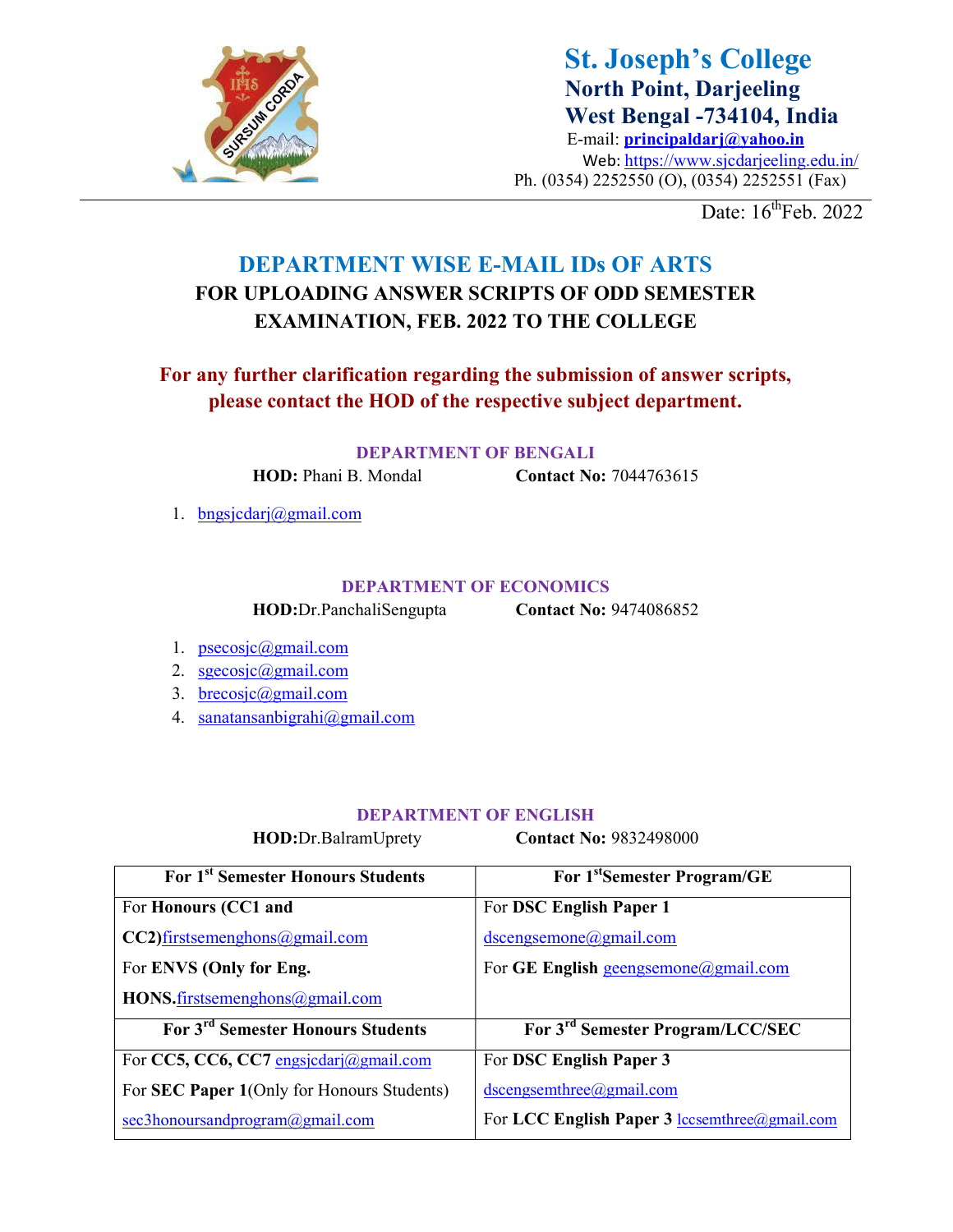# St. Joseph's College

**North Point, Darjeeling**
**West Bengal -734104, India**

E-mail: **principaldarj@yahoo.in**
Web: https://www.sjcdarjeeling.edu.in/
Ph. (0354) 2252550 (O), (0354) 2252551 (Fax)

Date: 16th Feb. 2022

## DEPARTMENT WISE E-MAIL IDs OF ARTS

### FOR UPLOADING ANSWER SCRIPTS OF ODD SEMESTER EXAMINATION, FEB. 2022 TO THE COLLEGE

**For any further clarification regarding the submission of answer scripts, please contact the HOD of the respective subject department.**

#### DEPARTMENT OF BENGALI

**HOD:** Phani B. Mondal **Contact No:** 7044763615

1. bngsjcdarj@gmail.com

#### DEPARTMENT OF ECONOMICS

**HOD:**Dr.PanchaliSengupta **Contact No:** 9474086852

1. psecosjc@gmail.com
2. sgecosjc@gmail.com
3. brecosjc@gmail.com
4. sanatansanbigrahi@gmail.com

#### DEPARTMENT OF ENGLISH

**HOD:**Dr.BalramUprety **Contact No:** 9832498000

| For 1st Semester Honours Students | For 1st Semester Program/GE |
|---|---|
| For **Honours (CC1 and CC2)** firstsemenghons@gmail.com<br>For **ENVS (Only for Eng. HONS.** firstsemenghons@gmail.com | For **DSC English Paper 1** dscengsemone@gmail.com<br>For **GE English** geengsemone@gmail.com |
| **For 3rd Semester Honours Students** | **For 3rd Semester Program/LCC/SEC** |
| For **CC5, CC6, CC7** engsjcdarj@gmail.com<br>For **SEC Paper 1** (Only for Honours Students) sec3honoursandprogram@gmail.com | For **DSC English Paper 3** dscengsemthree@gmail.com<br>For **LCC English Paper 3** lccsemthree@gmail.com |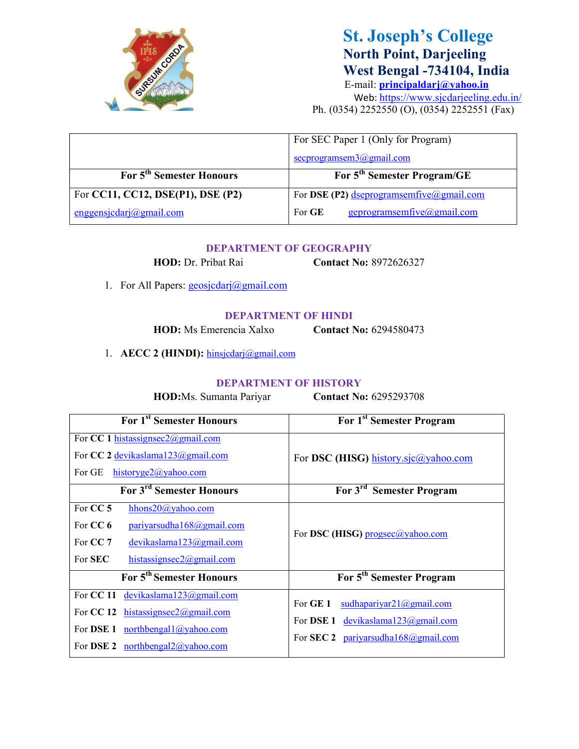# St. Joseph's College
## North Point, Darjeeling
## West Bengal -734104, India

E-mail: **principaldarj@yahoo.in**
Web: https://www.sjcdarjeeling.edu.in/
Ph. (0354) 2252550 (O), (0354) 2252551 (Fax)

| | For SEC Paper 1 (Only for Program) secprogramsem3@gmail.com |
|---|---|
| **For 5th Semester Honours** | **For 5th Semester Program/GE** |
| For **CC11, CC12, DSE(P1), DSE (P2)** enggensjcdarj@gmail.com | For **DSE (P2)** dseprogramsemfive@gmail.com For **GE** geprogramsemfive@gmail.com |

### DEPARTMENT OF GEOGRAPHY

**HOD:** Dr. Pribat Rai **Contact No:** 8972626327

1. For All Papers: geosjcdarj@gmail.com

### DEPARTMENT OF HINDI

**HOD:** Ms Emerencia Xalxo **Contact No:** 6294580473

1. **AECC 2 (HINDI):** hinsjcdarj@gmail.com

### DEPARTMENT OF HISTORY

**HOD:**Ms. Sumanta Pariyar **Contact No:** 6295293708

| **For 1st Semester Honours** | **For 1st Semester Program** |
|---|---|
| For **CC 1** histassignsec2@gmail.com<br>For **CC 2** devikaslama123@gmail.com<br>For GE historyge2@yahoo.com | For **DSC (HISG)** history.sjc@yahoo.com |
| **For 3rd Semester Honours** | **For 3rd Semester Program** |
| For **CC 5** hhons20@yahoo.com<br>For **CC 6** pariyarsudha168@gmail.com<br>For **CC 7** devikaslama123@gmail.com<br>For **SEC** histassignsec2@gmail.com | For **DSC (HISG)** progsec@yahoo.com |
| **For 5th Semester Honours** | **For 5th Semester Program** |
| For **CC 11** devikaslama123@gmail.com<br>For **CC 12** histassignsec2@gmail.com<br>For **DSE 1** northbengal1@yahoo.com<br>For **DSE 2** northbengal2@yahoo.com | For **GE 1** sudhapariyar21@gmail.com<br>For **DSE 1** devikaslama123@gmail.com<br>For **SEC 2** pariyarsudha168@gmail.com |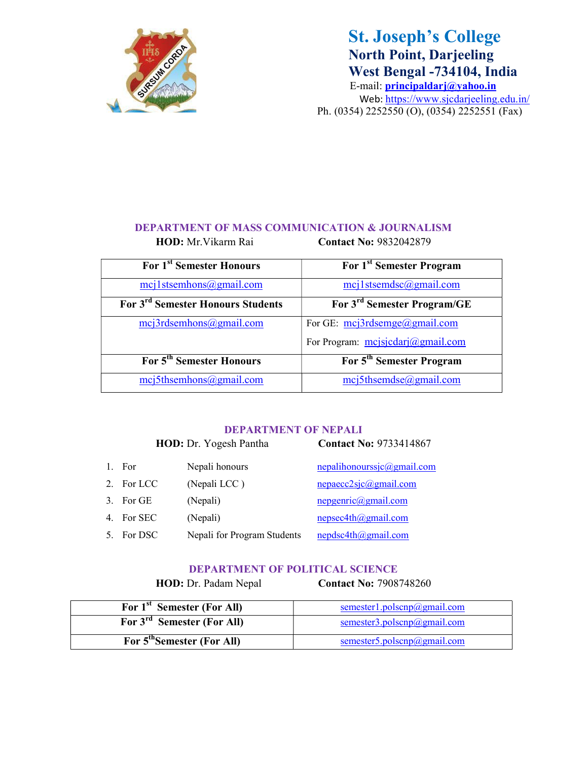# St. Joseph's College

**North Point, Darjeeling**
**West Bengal -734104, India**

E-mail: **principaldarj@yahoo.in**
Web: https://www.sjcdarjeeling.edu.in/
Ph. (0354) 2252550 (O), (0354) 2252551 (Fax)

## DEPARTMENT OF MASS COMMUNICATION & JOURNALISM

**HOD:** Mr.Vikarm Rai **Contact No:** 9832042879

| For 1st Semester Honours | For 1st Semester Program |
|---|---|
| mcj1stsemhons@gmail.com | mcj1stsemdsc@gmail.com |
| **For 3rd Semester Honours Students** | **For 3rd Semester Program/GE** |
| mcj3rdsemhons@gmail.com | For GE: mcj3rdsemge@gmail.com<br>For Program: mcjsjcdarj@gmail.com |
| **For 5th Semester Honours** | **For 5th Semester Program** |
| mcj5thsemhons@gmail.com | mcj5thsemdse@gmail.com |

## DEPARTMENT OF NEPALI

**HOD:** Dr. Yogesh Pantha **Contact No:** 9733414867

1. For Nepali honours nepalihonourssjc@gmail.com
2. For LCC (Nepali LCC ) nepaecc2sjc@gmail.com
3. For GE (Nepali) nepgenric@gmail.com
4. For SEC (Nepali) nepsec4th@gmail.com
5. For DSC Nepali for Program Students nepdsc4th@gmail.com

## DEPARTMENT OF POLITICAL SCIENCE

**HOD:** Dr. Padam Nepal **Contact No:** 7908748260

| For 1st Semester (For All) | semester1.polscnp@gmail.com |
|---|---|
| **For 3rd Semester (For All)** | semester3.polscnp@gmail.com |
| **For 5th Semester (For All)** | semester5.polscnp@gmail.com |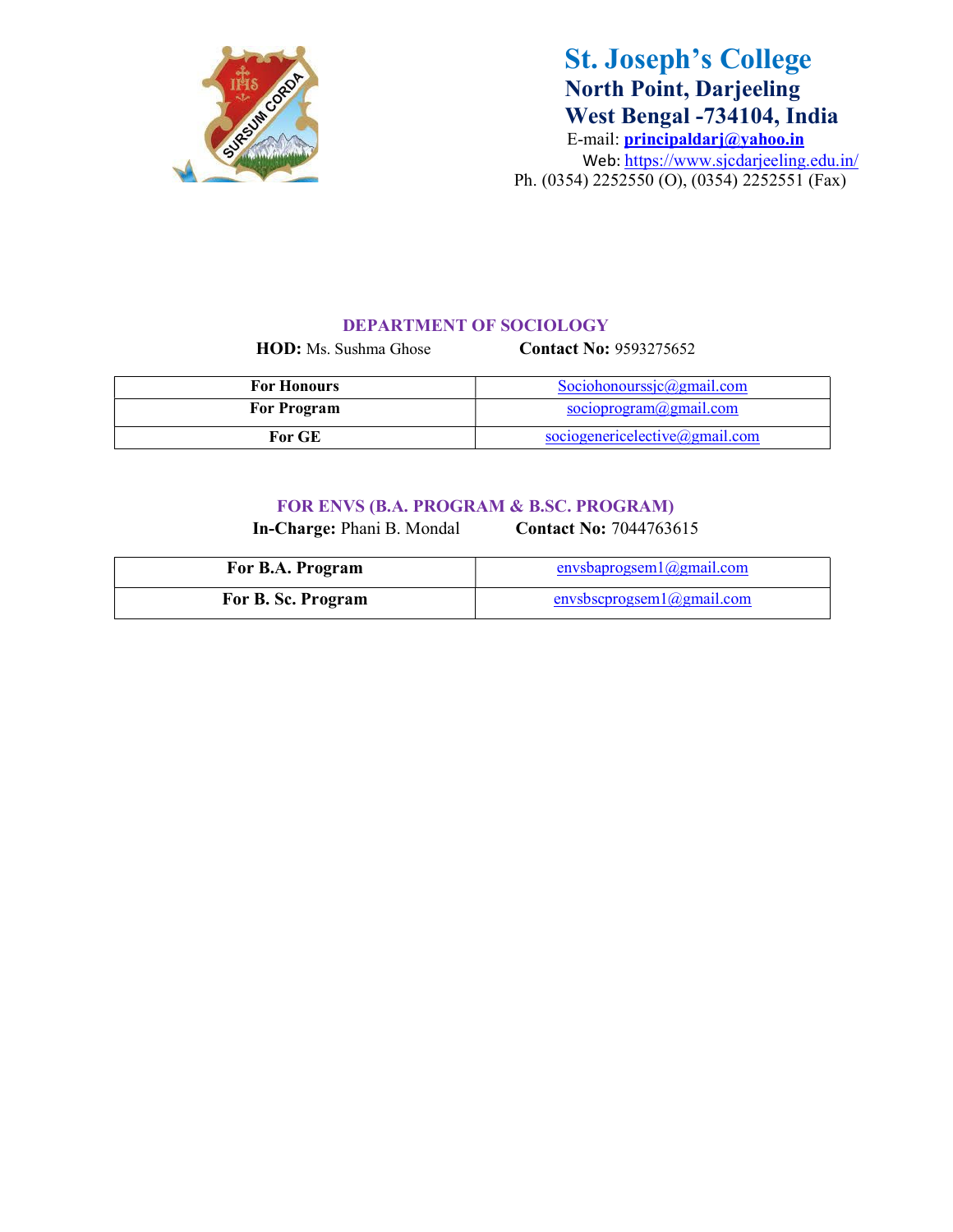# St. Joseph's College

**North Point, Darjeeling**
**West Bengal -734104, India**

E-mail: **principaldarj@yahoo.in**
Web: https://www.sjcdarjeeling.edu.in/
Ph. (0354) 2252550 (O), (0354) 2252551 (Fax)

## DEPARTMENT OF SOCIOLOGY

**HOD:** Ms. Sushma Ghose **Contact No:** 9593275652

| | |
|---|---|
| **For Honours** | Sociohonourssjc@gmail.com |
| **For Program** | socioprogram@gmail.com |
| **For GE** | sociogenericelective@gmail.com |

## FOR ENVS (B.A. PROGRAM & B.SC. PROGRAM)

**In-Charge:** Phani B. Mondal **Contact No:** 7044763615

| | |
|---|---|
| **For B.A. Program** | envsbaprogsem1@gmail.com |
| **For B. Sc. Program** | envsbscprogsem1@gmail.com |